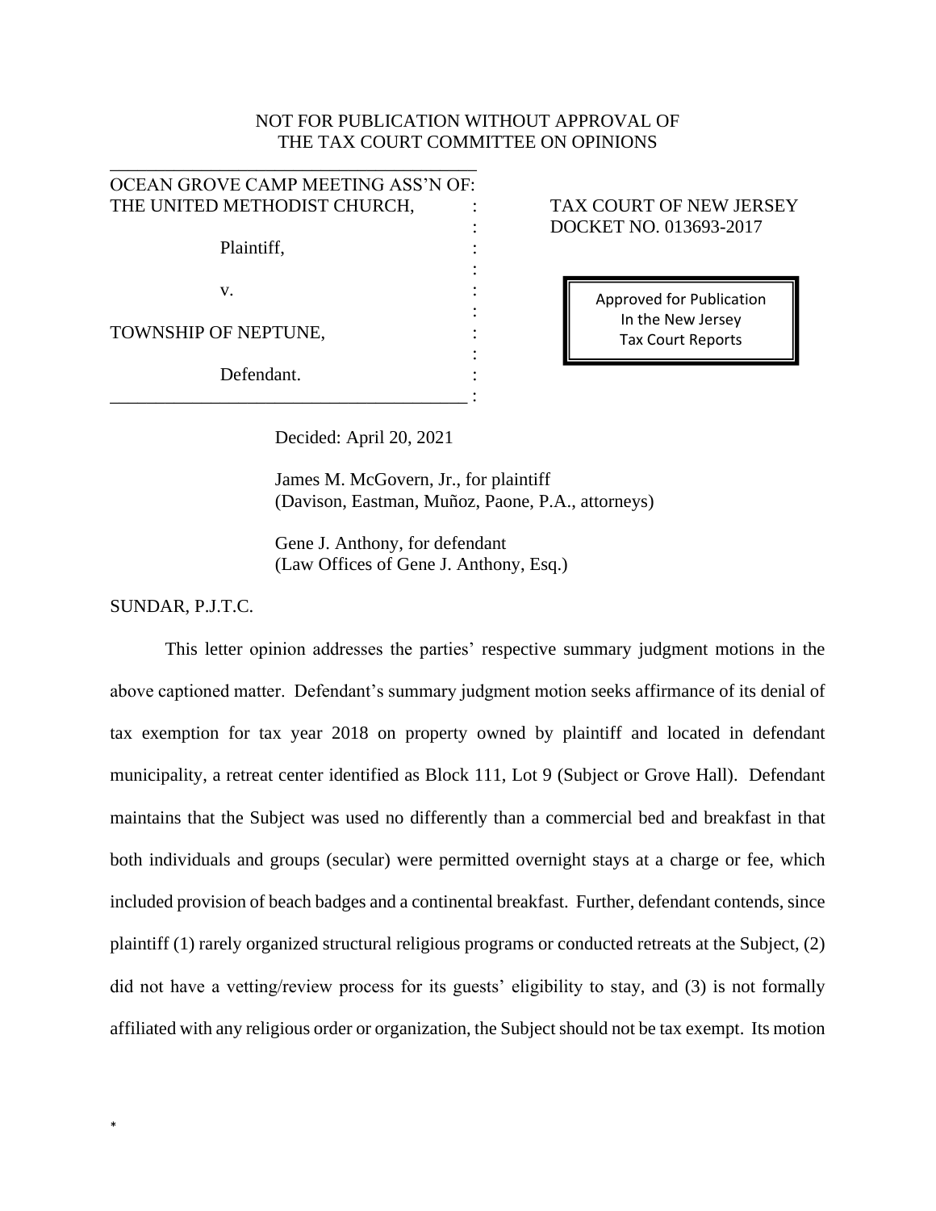NOT FOR PUBLICATION WITHOUT APPROVAL OF
THE TAX COURT COMMITTEE ON OPINIONS

| | |
|---|---|
| OCEAN GROVE CAMP MEETING ASS'N OF: THE UNITED METHODIST CHURCH,<br><br>Plaintiff,<br><br>v.<br><br>TOWNSHIP OF NEPTUNE,<br><br>Defendant. | TAX COURT OF NEW JERSEY<br>DOCKET NO. 013693-2017<br><br>Approved for Publication<br>In the New Jersey<br>Tax Court Reports |

Decided: April 20, 2021

James M. McGovern, Jr., for plaintiff
(Davison, Eastman, Muñoz, Paone, P.A., attorneys)

Gene J. Anthony, for defendant
(Law Offices of Gene J. Anthony, Esq.)

SUNDAR, P.J.T.C.

This letter opinion addresses the parties' respective summary judgment motions in the above captioned matter. Defendant's summary judgment motion seeks affirmance of its denial of tax exemption for tax year 2018 on property owned by plaintiff and located in defendant municipality, a retreat center identified as Block 111, Lot 9 (Subject or Grove Hall). Defendant maintains that the Subject was used no differently than a commercial bed and breakfast in that both individuals and groups (secular) were permitted overnight stays at a charge or fee, which included provision of beach badges and a continental breakfast. Further, defendant contends, since plaintiff (1) rarely organized structural religious programs or conducted retreats at the Subject, (2) did not have a vetting/review process for its guests' eligibility to stay, and (3) is not formally affiliated with any religious order or organization, the Subject should not be tax exempt. Its motion

*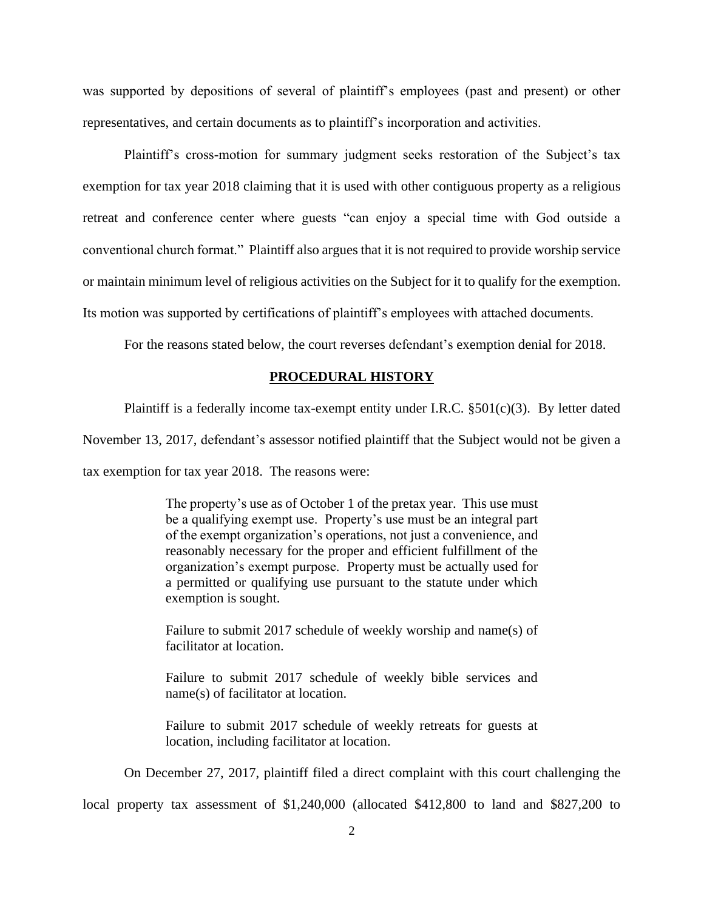was supported by depositions of several of plaintiff's employees (past and present) or other representatives, and certain documents as to plaintiff's incorporation and activities.

Plaintiff's cross-motion for summary judgment seeks restoration of the Subject's tax exemption for tax year 2018 claiming that it is used with other contiguous property as a religious retreat and conference center where guests "can enjoy a special time with God outside a conventional church format." Plaintiff also argues that it is not required to provide worship service or maintain minimum level of religious activities on the Subject for it to qualify for the exemption. Its motion was supported by certifications of plaintiff's employees with attached documents.

For the reasons stated below, the court reverses defendant's exemption denial for 2018.

## PROCEDURAL HISTORY

Plaintiff is a federally income tax-exempt entity under I.R.C. §501(c)(3). By letter dated November 13, 2017, defendant's assessor notified plaintiff that the Subject would not be given a tax exemption for tax year 2018. The reasons were:

> The property's use as of October 1 of the pretax year. This use must be a qualifying exempt use. Property's use must be an integral part of the exempt organization's operations, not just a convenience, and reasonably necessary for the proper and efficient fulfillment of the organization's exempt purpose. Property must be actually used for a permitted or qualifying use pursuant to the statute under which exemption is sought.
>
> Failure to submit 2017 schedule of weekly worship and name(s) of facilitator at location.
>
> Failure to submit 2017 schedule of weekly bible services and name(s) of facilitator at location.
>
> Failure to submit 2017 schedule of weekly retreats for guests at location, including facilitator at location.

On December 27, 2017, plaintiff filed a direct complaint with this court challenging the local property tax assessment of $1,240,000 (allocated $412,800 to land and $827,200 to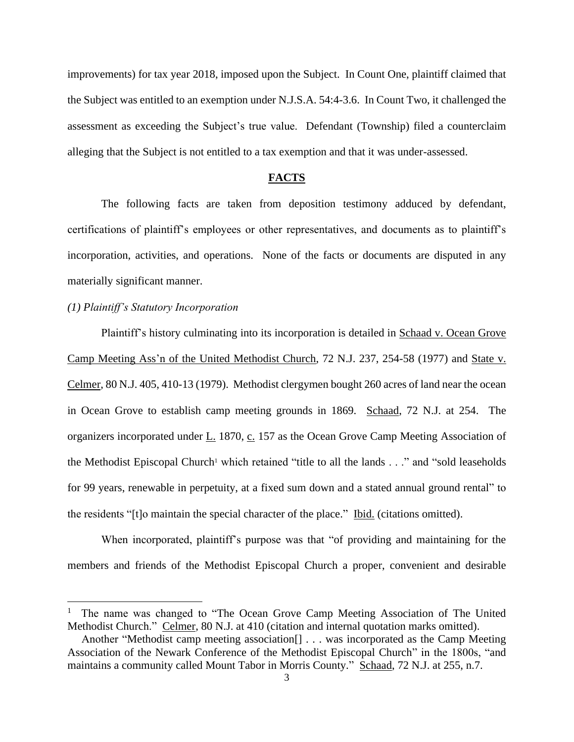improvements) for tax year 2018, imposed upon the Subject. In Count One, plaintiff claimed that the Subject was entitled to an exemption under N.J.S.A. 54:4-3.6. In Count Two, it challenged the assessment as exceeding the Subject's true value. Defendant (Township) filed a counterclaim alleging that the Subject is not entitled to a tax exemption and that it was under-assessed.

## FACTS

The following facts are taken from deposition testimony adduced by defendant, certifications of plaintiff's employees or other representatives, and documents as to plaintiff's incorporation, activities, and operations. None of the facts or documents are disputed in any materially significant manner.

*(1) Plaintiff's Statutory Incorporation*

Plaintiff's history culminating into its incorporation is detailed in Schaad v. Ocean Grove Camp Meeting Ass'n of the United Methodist Church, 72 N.J. 237, 254-58 (1977) and State v. Celmer, 80 N.J. 405, 410-13 (1979). Methodist clergymen bought 260 acres of land near the ocean in Ocean Grove to establish camp meeting grounds in 1869. Schaad, 72 N.J. at 254. The organizers incorporated under L. 1870, c. 157 as the Ocean Grove Camp Meeting Association of the Methodist Episcopal Church[1] which retained "title to all the lands . . ." and "sold leaseholds for 99 years, renewable in perpetuity, at a fixed sum down and a stated annual ground rental" to the residents "[t]o maintain the special character of the place." Ibid. (citations omitted).

When incorporated, plaintiff's purpose was that "of providing and maintaining for the members and friends of the Methodist Episcopal Church a proper, convenient and desirable

---

[1] The name was changed to "The Ocean Grove Camp Meeting Association of The United Methodist Church." Celmer, 80 N.J. at 410 (citation and internal quotation marks omitted).

Another "Methodist camp meeting association[] . . . was incorporated as the Camp Meeting Association of the Newark Conference of the Methodist Episcopal Church" in the 1800s, "and maintains a community called Mount Tabor in Morris County." Schaad, 72 N.J. at 255, n.7.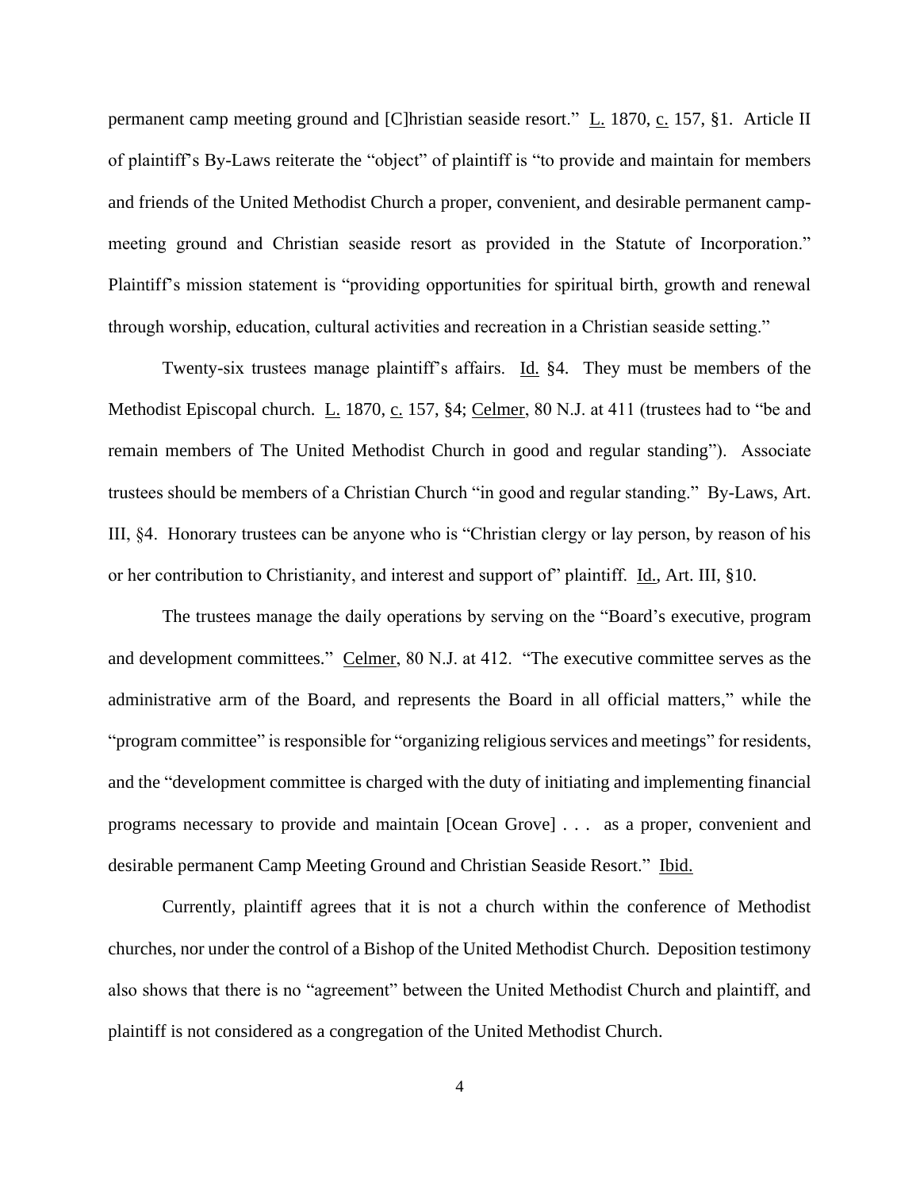permanent camp meeting ground and [C]hristian seaside resort." L. 1870, c. 157, §1. Article II of plaintiff's By-Laws reiterate the "object" of plaintiff is "to provide and maintain for members and friends of the United Methodist Church a proper, convenient, and desirable permanent camp-meeting ground and Christian seaside resort as provided in the Statute of Incorporation." Plaintiff's mission statement is "providing opportunities for spiritual birth, growth and renewal through worship, education, cultural activities and recreation in a Christian seaside setting."

Twenty-six trustees manage plaintiff's affairs. Id. §4. They must be members of the Methodist Episcopal church. L. 1870, c. 157, §4; Celmer, 80 N.J. at 411 (trustees had to "be and remain members of The United Methodist Church in good and regular standing"). Associate trustees should be members of a Christian Church "in good and regular standing." By-Laws, Art. III, §4. Honorary trustees can be anyone who is "Christian clergy or lay person, by reason of his or her contribution to Christianity, and interest and support of" plaintiff. Id., Art. III, §10.

The trustees manage the daily operations by serving on the "Board's executive, program and development committees." Celmer, 80 N.J. at 412. "The executive committee serves as the administrative arm of the Board, and represents the Board in all official matters," while the "program committee" is responsible for "organizing religious services and meetings" for residents, and the "development committee is charged with the duty of initiating and implementing financial programs necessary to provide and maintain [Ocean Grove] . . . as a proper, convenient and desirable permanent Camp Meeting Ground and Christian Seaside Resort." Ibid.

Currently, plaintiff agrees that it is not a church within the conference of Methodist churches, nor under the control of a Bishop of the United Methodist Church. Deposition testimony also shows that there is no "agreement" between the United Methodist Church and plaintiff, and plaintiff is not considered as a congregation of the United Methodist Church.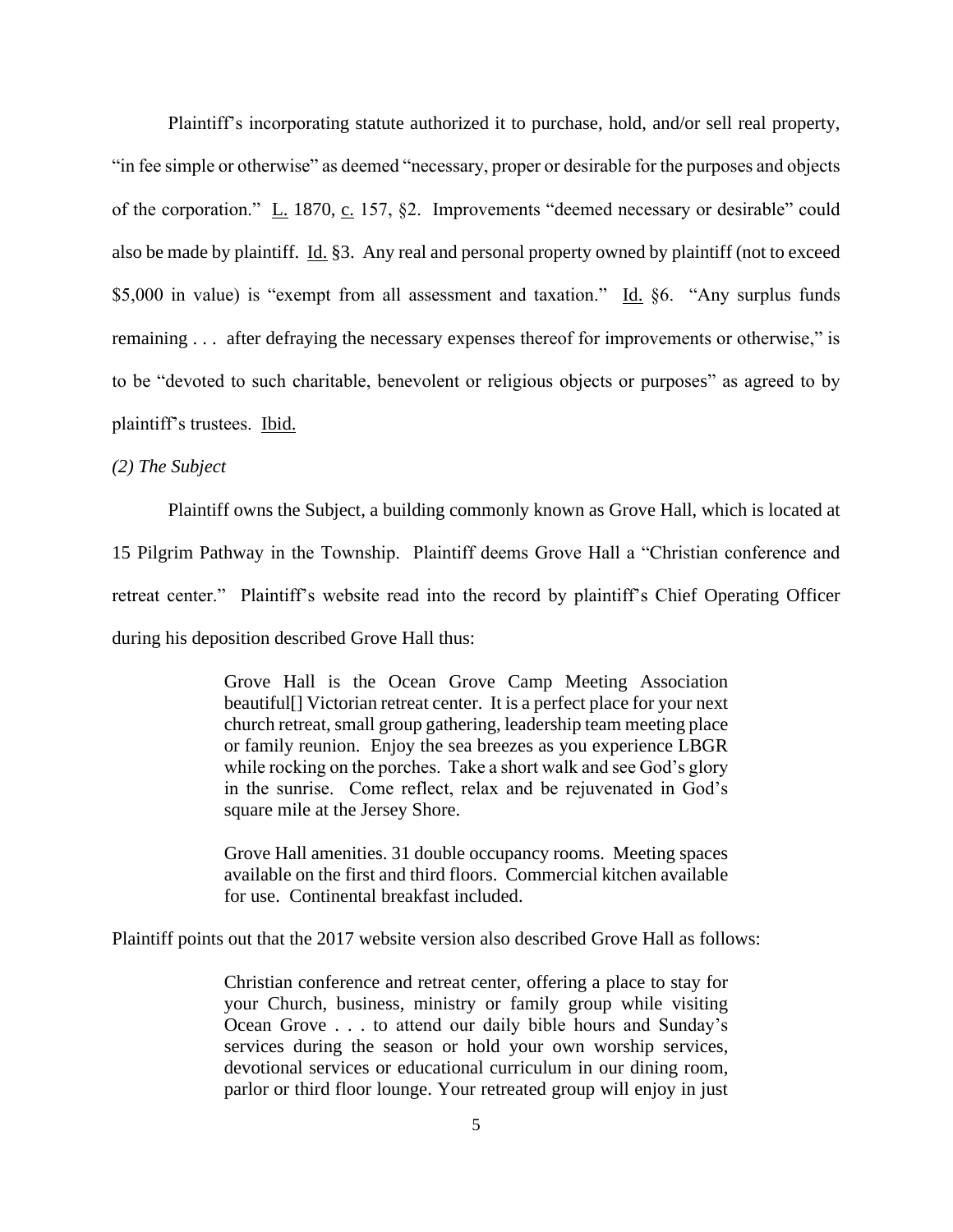Plaintiff's incorporating statute authorized it to purchase, hold, and/or sell real property, "in fee simple or otherwise" as deemed "necessary, proper or desirable for the purposes and objects of the corporation." L. 1870, c. 157, §2. Improvements "deemed necessary or desirable" could also be made by plaintiff. Id. §3. Any real and personal property owned by plaintiff (not to exceed $5,000 in value) is "exempt from all assessment and taxation." Id. §6. "Any surplus funds remaining . . . after defraying the necessary expenses thereof for improvements or otherwise," is to be "devoted to such charitable, benevolent or religious objects or purposes" as agreed to by plaintiff's trustees. Ibid.

*(2) The Subject*

Plaintiff owns the Subject, a building commonly known as Grove Hall, which is located at 15 Pilgrim Pathway in the Township. Plaintiff deems Grove Hall a "Christian conference and retreat center." Plaintiff's website read into the record by plaintiff's Chief Operating Officer during his deposition described Grove Hall thus:

> Grove Hall is the Ocean Grove Camp Meeting Association beautiful[] Victorian retreat center. It is a perfect place for your next church retreat, small group gathering, leadership team meeting place or family reunion. Enjoy the sea breezes as you experience LBGR while rocking on the porches. Take a short walk and see God's glory in the sunrise. Come reflect, relax and be rejuvenated in God's square mile at the Jersey Shore.
>
> Grove Hall amenities. 31 double occupancy rooms. Meeting spaces available on the first and third floors. Commercial kitchen available for use. Continental breakfast included.

Plaintiff points out that the 2017 website version also described Grove Hall as follows:

> Christian conference and retreat center, offering a place to stay for your Church, business, ministry or family group while visiting Ocean Grove . . . to attend our daily bible hours and Sunday's services during the season or hold your own worship services, devotional services or educational curriculum in our dining room, parlor or third floor lounge. Your retreated group will enjoy in just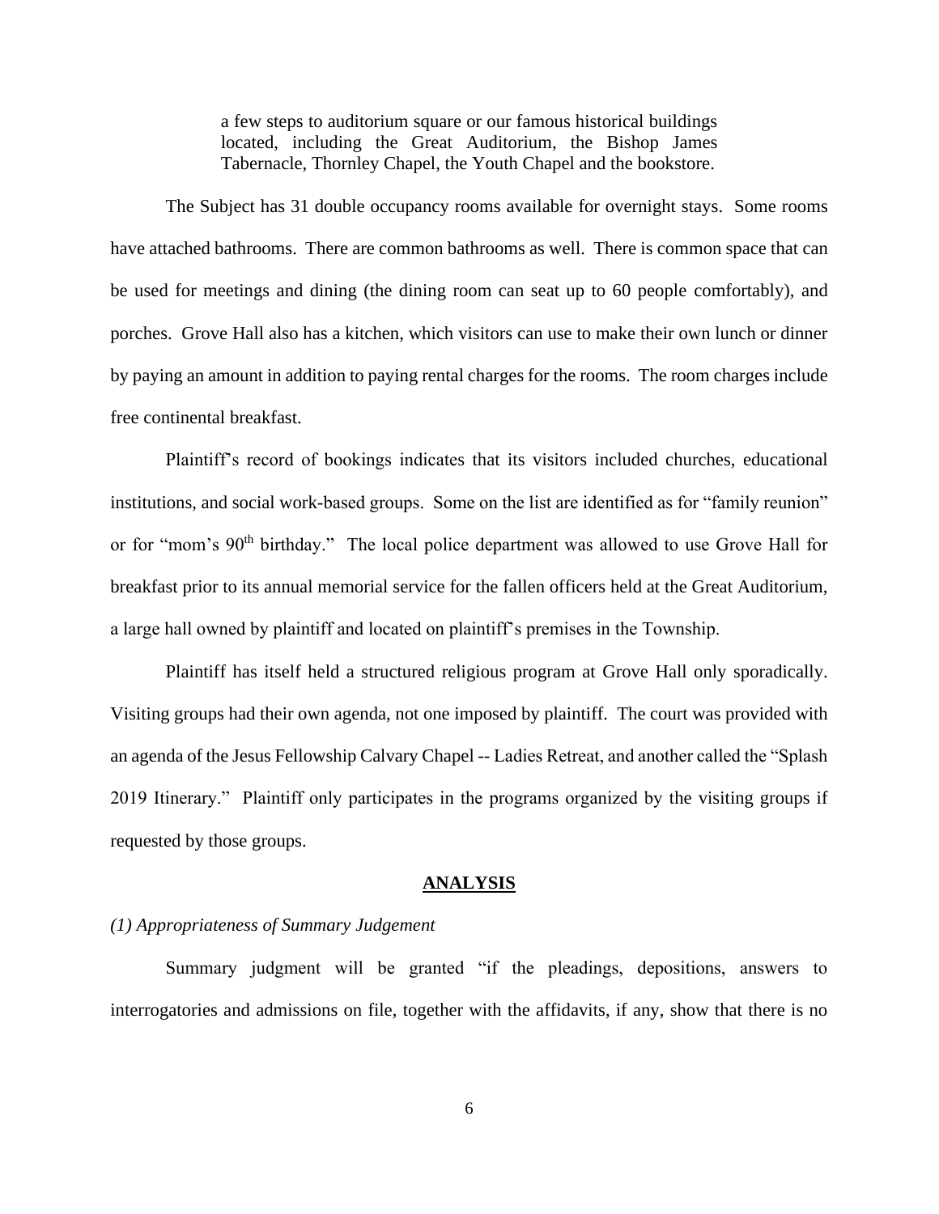> a few steps to auditorium square or our famous historical buildings located, including the Great Auditorium, the Bishop James Tabernacle, Thornley Chapel, the Youth Chapel and the bookstore.

The Subject has 31 double occupancy rooms available for overnight stays. Some rooms have attached bathrooms. There are common bathrooms as well. There is common space that can be used for meetings and dining (the dining room can seat up to 60 people comfortably), and porches. Grove Hall also has a kitchen, which visitors can use to make their own lunch or dinner by paying an amount in addition to paying rental charges for the rooms. The room charges include free continental breakfast.

Plaintiff's record of bookings indicates that its visitors included churches, educational institutions, and social work-based groups. Some on the list are identified as for "family reunion" or for "mom's 90th birthday." The local police department was allowed to use Grove Hall for breakfast prior to its annual memorial service for the fallen officers held at the Great Auditorium, a large hall owned by plaintiff and located on plaintiff's premises in the Township.

Plaintiff has itself held a structured religious program at Grove Hall only sporadically. Visiting groups had their own agenda, not one imposed by plaintiff. The court was provided with an agenda of the Jesus Fellowship Calvary Chapel -- Ladies Retreat, and another called the "Splash 2019 Itinerary." Plaintiff only participates in the programs organized by the visiting groups if requested by those groups.

## ANALYSIS

*(1) Appropriateness of Summary Judgement*

Summary judgment will be granted "if the pleadings, depositions, answers to interrogatories and admissions on file, together with the affidavits, if any, show that there is no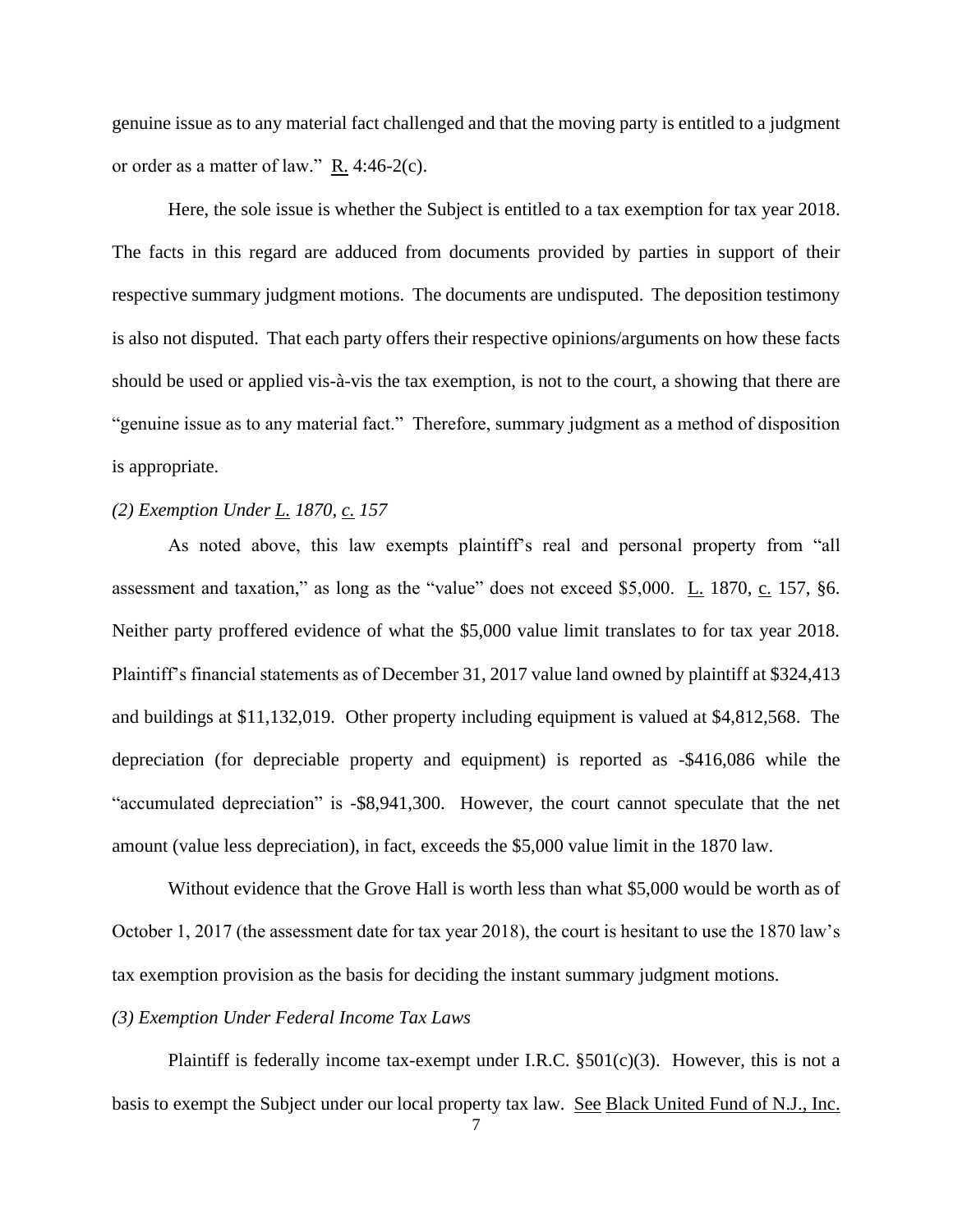genuine issue as to any material fact challenged and that the moving party is entitled to a judgment or order as a matter of law." R. 4:46-2(c).

Here, the sole issue is whether the Subject is entitled to a tax exemption for tax year 2018. The facts in this regard are adduced from documents provided by parties in support of their respective summary judgment motions. The documents are undisputed. The deposition testimony is also not disputed. That each party offers their respective opinions/arguments on how these facts should be used or applied vis-à-vis the tax exemption, is not to the court, a showing that there are "genuine issue as to any material fact." Therefore, summary judgment as a method of disposition is appropriate.

*(2) Exemption Under L. 1870, c. 157*

As noted above, this law exempts plaintiff's real and personal property from "all assessment and taxation," as long as the "value" does not exceed \$5,000. L. 1870, c. 157, §6. Neither party proffered evidence of what the \$5,000 value limit translates to for tax year 2018. Plaintiff's financial statements as of December 31, 2017 value land owned by plaintiff at \$324,413 and buildings at \$11,132,019. Other property including equipment is valued at \$4,812,568. The depreciation (for depreciable property and equipment) is reported as -\$416,086 while the "accumulated depreciation" is -\$8,941,300. However, the court cannot speculate that the net amount (value less depreciation), in fact, exceeds the \$5,000 value limit in the 1870 law.

Without evidence that the Grove Hall is worth less than what \$5,000 would be worth as of October 1, 2017 (the assessment date for tax year 2018), the court is hesitant to use the 1870 law's tax exemption provision as the basis for deciding the instant summary judgment motions.

*(3) Exemption Under Federal Income Tax Laws*

Plaintiff is federally income tax-exempt under I.R.C. §501(c)(3). However, this is not a basis to exempt the Subject under our local property tax law. See Black United Fund of N.J., Inc.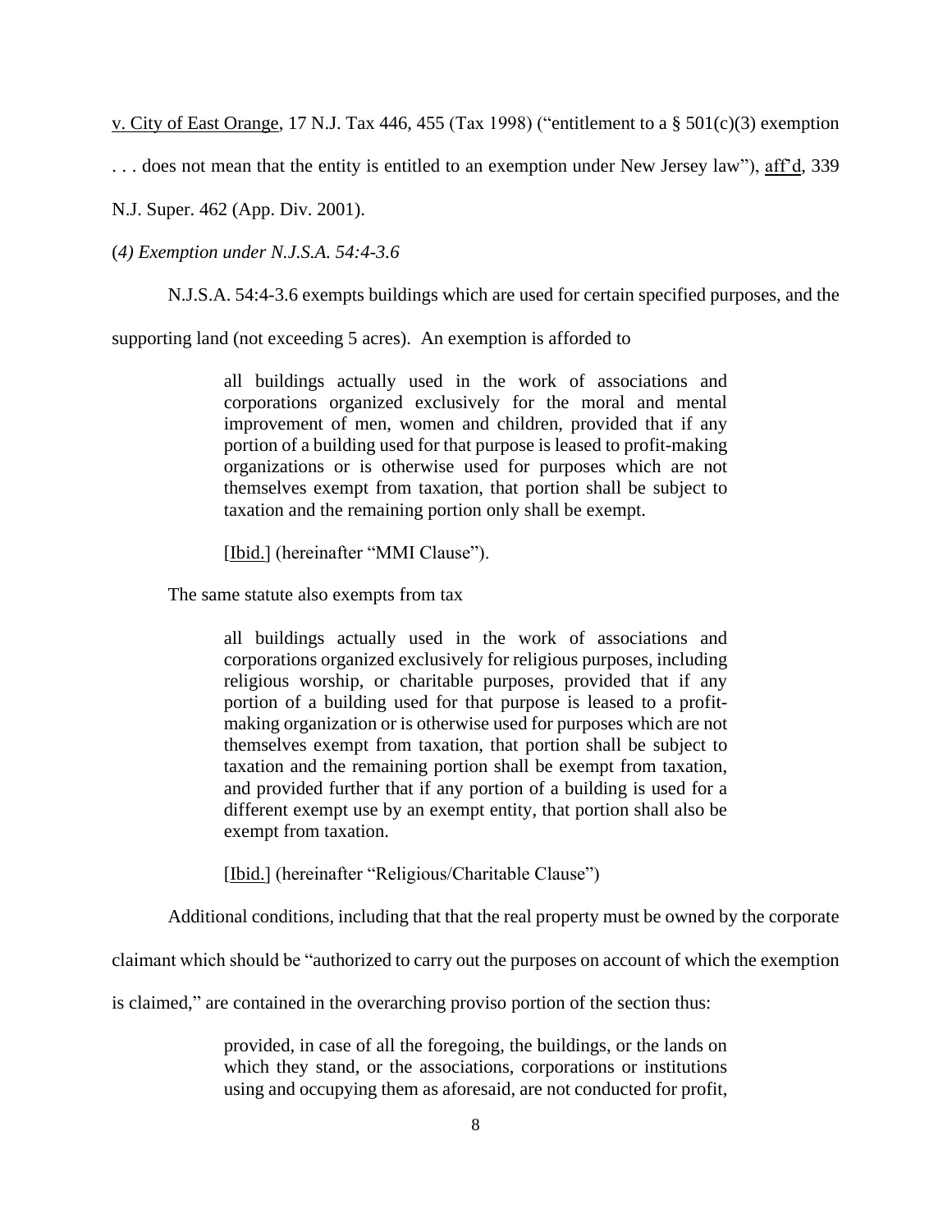v. City of East Orange, 17 N.J. Tax 446, 455 (Tax 1998) ("entitlement to a § 501(c)(3) exemption . . . does not mean that the entity is entitled to an exemption under New Jersey law"), aff'd, 339 N.J. Super. 462 (App. Div. 2001).

*(4) Exemption under N.J.S.A. 54:4-3.6*

N.J.S.A. 54:4-3.6 exempts buildings which are used for certain specified purposes, and the supporting land (not exceeding 5 acres). An exemption is afforded to

> all buildings actually used in the work of associations and corporations organized exclusively for the moral and mental improvement of men, women and children, provided that if any portion of a building used for that purpose is leased to profit-making organizations or is otherwise used for purposes which are not themselves exempt from taxation, that portion shall be subject to taxation and the remaining portion only shall be exempt.
>
> [Ibid.] (hereinafter "MMI Clause").

The same statute also exempts from tax

> all buildings actually used in the work of associations and corporations organized exclusively for religious purposes, including religious worship, or charitable purposes, provided that if any portion of a building used for that purpose is leased to a profit-making organization or is otherwise used for purposes which are not themselves exempt from taxation, that portion shall be subject to taxation and the remaining portion shall be exempt from taxation, and provided further that if any portion of a building is used for a different exempt use by an exempt entity, that portion shall also be exempt from taxation.
>
> [Ibid.] (hereinafter "Religious/Charitable Clause")

Additional conditions, including that that the real property must be owned by the corporate claimant which should be "authorized to carry out the purposes on account of which the exemption is claimed," are contained in the overarching proviso portion of the section thus:

> provided, in case of all the foregoing, the buildings, or the lands on which they stand, or the associations, corporations or institutions using and occupying them as aforesaid, are not conducted for profit,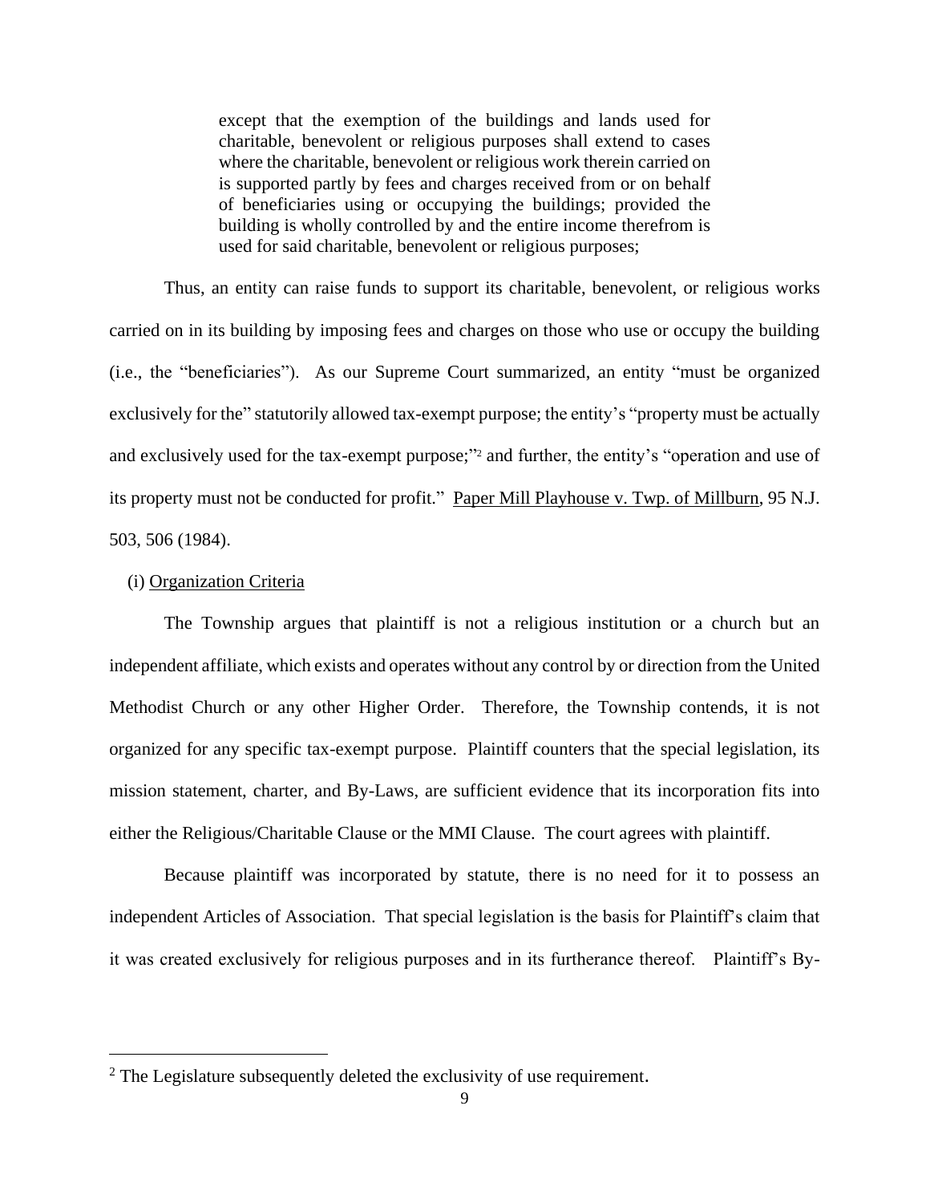> except that the exemption of the buildings and lands used for charitable, benevolent or religious purposes shall extend to cases where the charitable, benevolent or religious work therein carried on is supported partly by fees and charges received from or on behalf of beneficiaries using or occupying the buildings; provided the building is wholly controlled by and the entire income therefrom is used for said charitable, benevolent or religious purposes;

Thus, an entity can raise funds to support its charitable, benevolent, or religious works carried on in its building by imposing fees and charges on those who use or occupy the building (i.e., the "beneficiaries"). As our Supreme Court summarized, an entity "must be organized exclusively for the" statutorily allowed tax-exempt purpose; the entity's "property must be actually and exclusively used for the tax-exempt purpose;"[2] and further, the entity's "operation and use of its property must not be conducted for profit." Paper Mill Playhouse v. Twp. of Millburn, 95 N.J. 503, 506 (1984).

(i) Organization Criteria

The Township argues that plaintiff is not a religious institution or a church but an independent affiliate, which exists and operates without any control by or direction from the United Methodist Church or any other Higher Order. Therefore, the Township contends, it is not organized for any specific tax-exempt purpose. Plaintiff counters that the special legislation, its mission statement, charter, and By-Laws, are sufficient evidence that its incorporation fits into either the Religious/Charitable Clause or the MMI Clause. The court agrees with plaintiff.

Because plaintiff was incorporated by statute, there is no need for it to possess an independent Articles of Association. That special legislation is the basis for Plaintiff's claim that it was created exclusively for religious purposes and in its furtherance thereof. Plaintiff's By-

[2] The Legislature subsequently deleted the exclusivity of use requirement.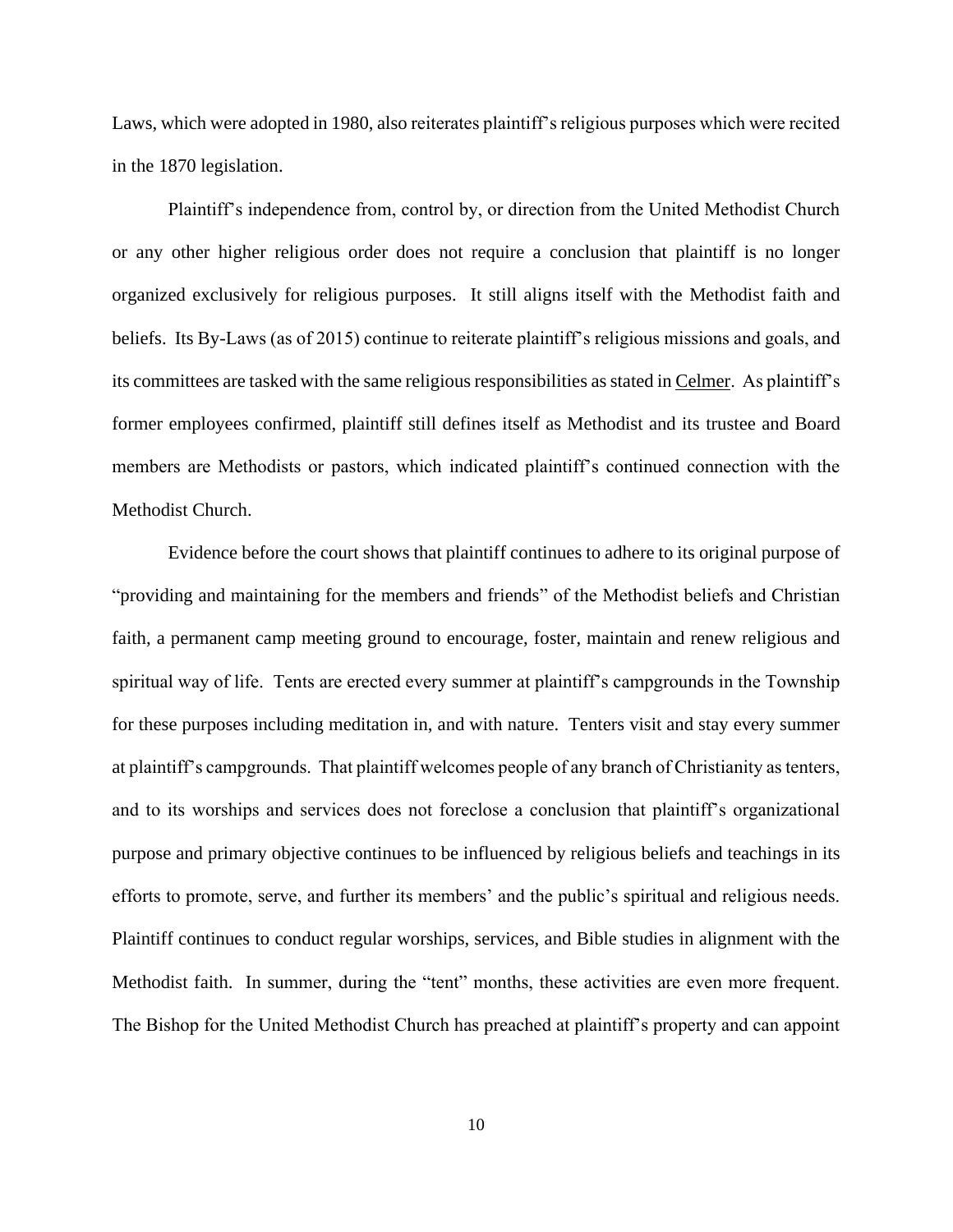Laws, which were adopted in 1980, also reiterates plaintiff's religious purposes which were recited in the 1870 legislation.

Plaintiff's independence from, control by, or direction from the United Methodist Church or any other higher religious order does not require a conclusion that plaintiff is no longer organized exclusively for religious purposes. It still aligns itself with the Methodist faith and beliefs. Its By-Laws (as of 2015) continue to reiterate plaintiff's religious missions and goals, and its committees are tasked with the same religious responsibilities as stated in Celmer. As plaintiff's former employees confirmed, plaintiff still defines itself as Methodist and its trustee and Board members are Methodists or pastors, which indicated plaintiff's continued connection with the Methodist Church.

Evidence before the court shows that plaintiff continues to adhere to its original purpose of "providing and maintaining for the members and friends" of the Methodist beliefs and Christian faith, a permanent camp meeting ground to encourage, foster, maintain and renew religious and spiritual way of life. Tents are erected every summer at plaintiff's campgrounds in the Township for these purposes including meditation in, and with nature. Tenters visit and stay every summer at plaintiff's campgrounds. That plaintiff welcomes people of any branch of Christianity as tenters, and to its worships and services does not foreclose a conclusion that plaintiff's organizational purpose and primary objective continues to be influenced by religious beliefs and teachings in its efforts to promote, serve, and further its members' and the public's spiritual and religious needs. Plaintiff continues to conduct regular worships, services, and Bible studies in alignment with the Methodist faith. In summer, during the "tent" months, these activities are even more frequent. The Bishop for the United Methodist Church has preached at plaintiff's property and can appoint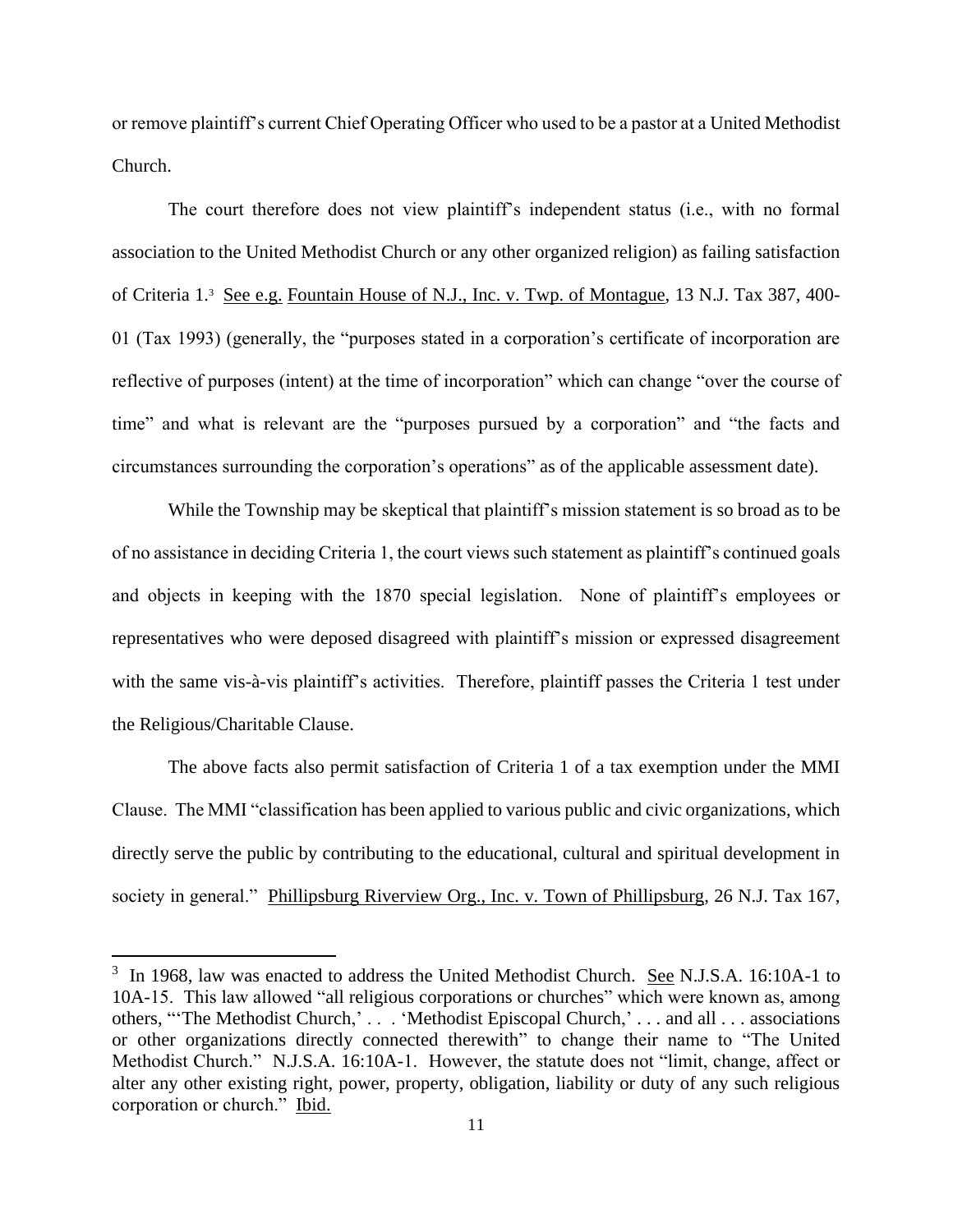or remove plaintiff's current Chief Operating Officer who used to be a pastor at a United Methodist Church.

The court therefore does not view plaintiff's independent status (i.e., with no formal association to the United Methodist Church or any other organized religion) as failing satisfaction of Criteria 1.[3] See e.g. Fountain House of N.J., Inc. v. Twp. of Montague, 13 N.J. Tax 387, 400-01 (Tax 1993) (generally, the "purposes stated in a corporation's certificate of incorporation are reflective of purposes (intent) at the time of incorporation" which can change "over the course of time" and what is relevant are the "purposes pursued by a corporation" and "the facts and circumstances surrounding the corporation's operations" as of the applicable assessment date).

While the Township may be skeptical that plaintiff's mission statement is so broad as to be of no assistance in deciding Criteria 1, the court views such statement as plaintiff's continued goals and objects in keeping with the 1870 special legislation. None of plaintiff's employees or representatives who were deposed disagreed with plaintiff's mission or expressed disagreement with the same vis-à-vis plaintiff's activities. Therefore, plaintiff passes the Criteria 1 test under the Religious/Charitable Clause.

The above facts also permit satisfaction of Criteria 1 of a tax exemption under the MMI Clause. The MMI "classification has been applied to various public and civic organizations, which directly serve the public by contributing to the educational, cultural and spiritual development in society in general." Phillipsburg Riverview Org., Inc. v. Town of Phillipsburg, 26 N.J. Tax 167,

---

[3] In 1968, law was enacted to address the United Methodist Church. See N.J.S.A. 16:10A-1 to 10A-15. This law allowed "all religious corporations or churches" which were known as, among others, "'The Methodist Church,' . . . 'Methodist Episcopal Church,' . . . and all . . . associations or other organizations directly connected therewith" to change their name to "The United Methodist Church." N.J.S.A. 16:10A-1. However, the statute does not "limit, change, affect or alter any other existing right, power, property, obligation, liability or duty of any such religious corporation or church." Ibid.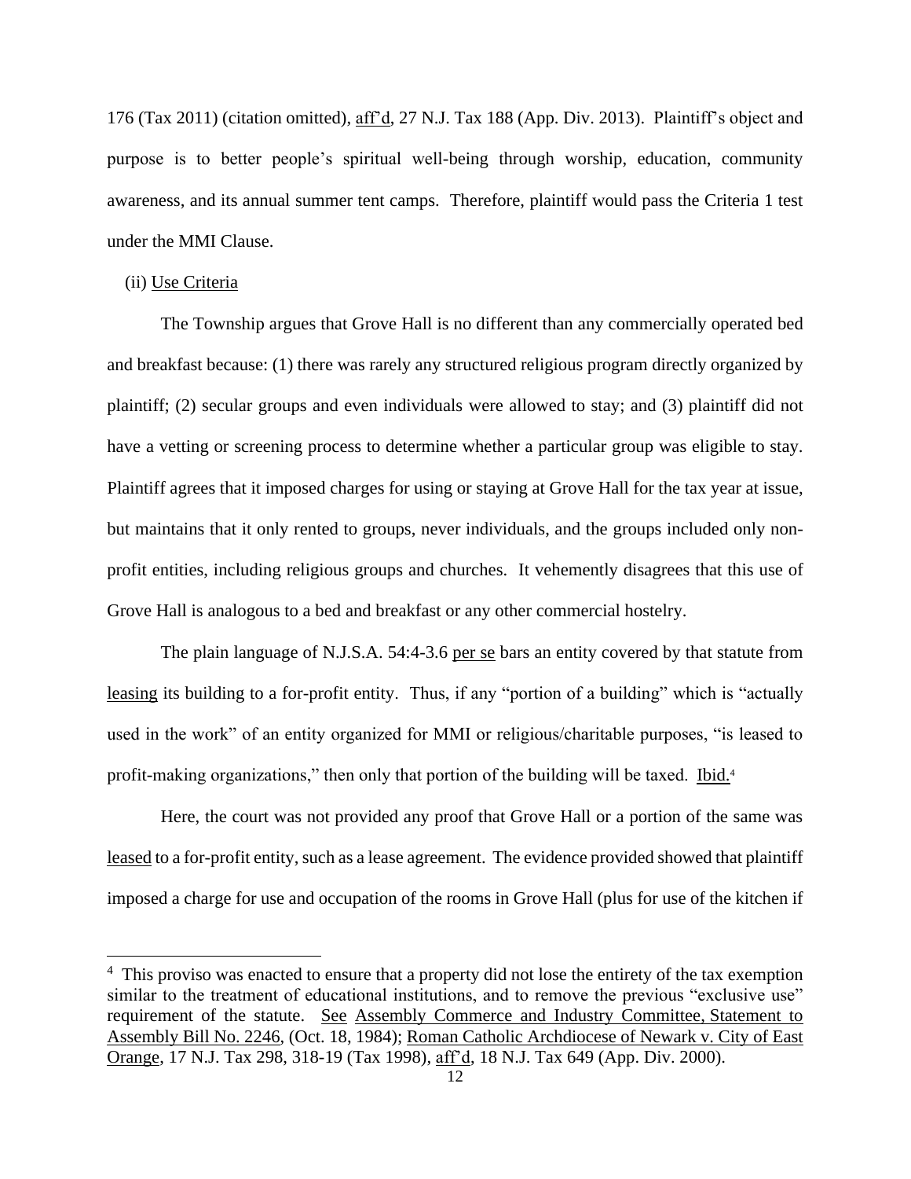176 (Tax 2011) (citation omitted), aff'd, 27 N.J. Tax 188 (App. Div. 2013). Plaintiff's object and purpose is to better people's spiritual well-being through worship, education, community awareness, and its annual summer tent camps. Therefore, plaintiff would pass the Criteria 1 test under the MMI Clause.

(ii) Use Criteria

The Township argues that Grove Hall is no different than any commercially operated bed and breakfast because: (1) there was rarely any structured religious program directly organized by plaintiff; (2) secular groups and even individuals were allowed to stay; and (3) plaintiff did not have a vetting or screening process to determine whether a particular group was eligible to stay. Plaintiff agrees that it imposed charges for using or staying at Grove Hall for the tax year at issue, but maintains that it only rented to groups, never individuals, and the groups included only non-profit entities, including religious groups and churches. It vehemently disagrees that this use of Grove Hall is analogous to a bed and breakfast or any other commercial hostelry.

The plain language of N.J.S.A. 54:4-3.6 per se bars an entity covered by that statute from leasing its building to a for-profit entity. Thus, if any "portion of a building" which is "actually used in the work" of an entity organized for MMI or religious/charitable purposes, "is leased to profit-making organizations," then only that portion of the building will be taxed. Ibid.[4]

Here, the court was not provided any proof that Grove Hall or a portion of the same was leased to a for-profit entity, such as a lease agreement. The evidence provided showed that plaintiff imposed a charge for use and occupation of the rooms in Grove Hall (plus for use of the kitchen if

[4] This proviso was enacted to ensure that a property did not lose the entirety of the tax exemption similar to the treatment of educational institutions, and to remove the previous "exclusive use" requirement of the statute. See Assembly Commerce and Industry Committee, Statement to Assembly Bill No. 2246, (Oct. 18, 1984); Roman Catholic Archdiocese of Newark v. City of East Orange, 17 N.J. Tax 298, 318-19 (Tax 1998), aff'd, 18 N.J. Tax 649 (App. Div. 2000).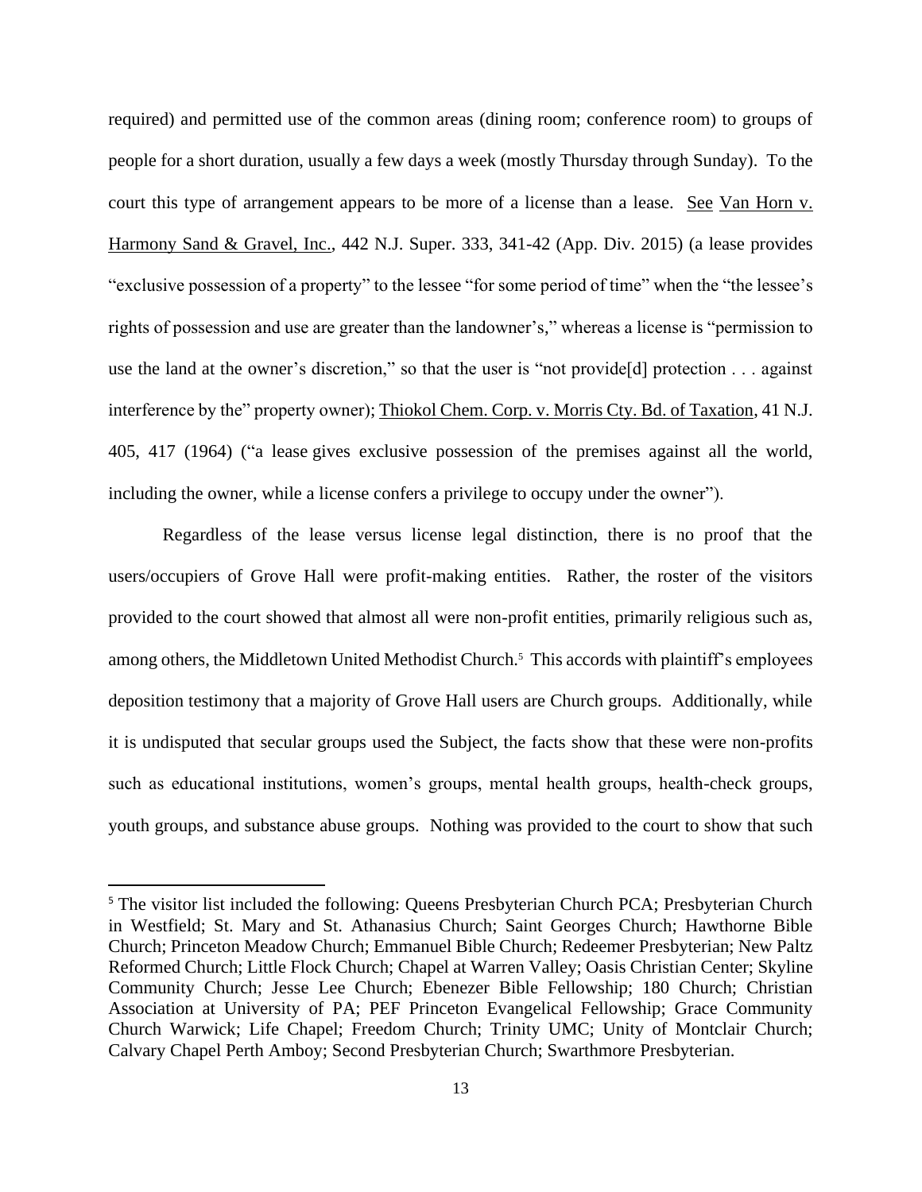required) and permitted use of the common areas (dining room; conference room) to groups of people for a short duration, usually a few days a week (mostly Thursday through Sunday). To the court this type of arrangement appears to be more of a license than a lease. See Van Horn v. Harmony Sand & Gravel, Inc., 442 N.J. Super. 333, 341-42 (App. Div. 2015) (a lease provides "exclusive possession of a property" to the lessee "for some period of time" when the "the lessee's rights of possession and use are greater than the landowner's," whereas a license is "permission to use the land at the owner's discretion," so that the user is "not provide[d] protection . . . against interference by the" property owner); Thiokol Chem. Corp. v. Morris Cty. Bd. of Taxation, 41 N.J. 405, 417 (1964) ("a lease gives exclusive possession of the premises against all the world, including the owner, while a license confers a privilege to occupy under the owner").

Regardless of the lease versus license legal distinction, there is no proof that the users/occupiers of Grove Hall were profit-making entities. Rather, the roster of the visitors provided to the court showed that almost all were non-profit entities, primarily religious such as, among others, the Middletown United Methodist Church.[5] This accords with plaintiff's employees deposition testimony that a majority of Grove Hall users are Church groups. Additionally, while it is undisputed that secular groups used the Subject, the facts show that these were non-profits such as educational institutions, women's groups, mental health groups, health-check groups, youth groups, and substance abuse groups. Nothing was provided to the court to show that such

[5] The visitor list included the following: Queens Presbyterian Church PCA; Presbyterian Church in Westfield; St. Mary and St. Athanasius Church; Saint Georges Church; Hawthorne Bible Church; Princeton Meadow Church; Emmanuel Bible Church; Redeemer Presbyterian; New Paltz Reformed Church; Little Flock Church; Chapel at Warren Valley; Oasis Christian Center; Skyline Community Church; Jesse Lee Church; Ebenezer Bible Fellowship; 180 Church; Christian Association at University of PA; PEF Princeton Evangelical Fellowship; Grace Community Church Warwick; Life Chapel; Freedom Church; Trinity UMC; Unity of Montclair Church; Calvary Chapel Perth Amboy; Second Presbyterian Church; Swarthmore Presbyterian.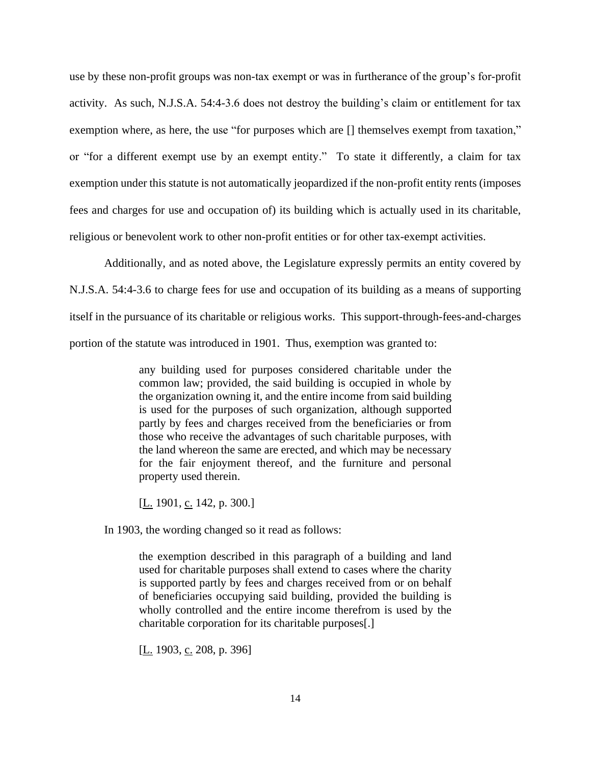use by these non-profit groups was non-tax exempt or was in furtherance of the group's for-profit activity. As such, N.J.S.A. 54:4-3.6 does not destroy the building's claim or entitlement for tax exemption where, as here, the use "for purposes which are [] themselves exempt from taxation," or "for a different exempt use by an exempt entity." To state it differently, a claim for tax exemption under this statute is not automatically jeopardized if the non-profit entity rents (imposes fees and charges for use and occupation of) its building which is actually used in its charitable, religious or benevolent work to other non-profit entities or for other tax-exempt activities.

Additionally, and as noted above, the Legislature expressly permits an entity covered by N.J.S.A. 54:4-3.6 to charge fees for use and occupation of its building as a means of supporting itself in the pursuance of its charitable or religious works. This support-through-fees-and-charges portion of the statute was introduced in 1901. Thus, exemption was granted to:

> any building used for purposes considered charitable under the common law; provided, the said building is occupied in whole by the organization owning it, and the entire income from said building is used for the purposes of such organization, although supported partly by fees and charges received from the beneficiaries or from those who receive the advantages of such charitable purposes, with the land whereon the same are erected, and which may be necessary for the fair enjoyment thereof, and the furniture and personal property used therein.
>
> [L. 1901, c. 142, p. 300.]

In 1903, the wording changed so it read as follows:

> the exemption described in this paragraph of a building and land used for charitable purposes shall extend to cases where the charity is supported partly by fees and charges received from or on behalf of beneficiaries occupying said building, provided the building is wholly controlled and the entire income therefrom is used by the charitable corporation for its charitable purposes[.]
>
> [L. 1903, c. 208, p. 396]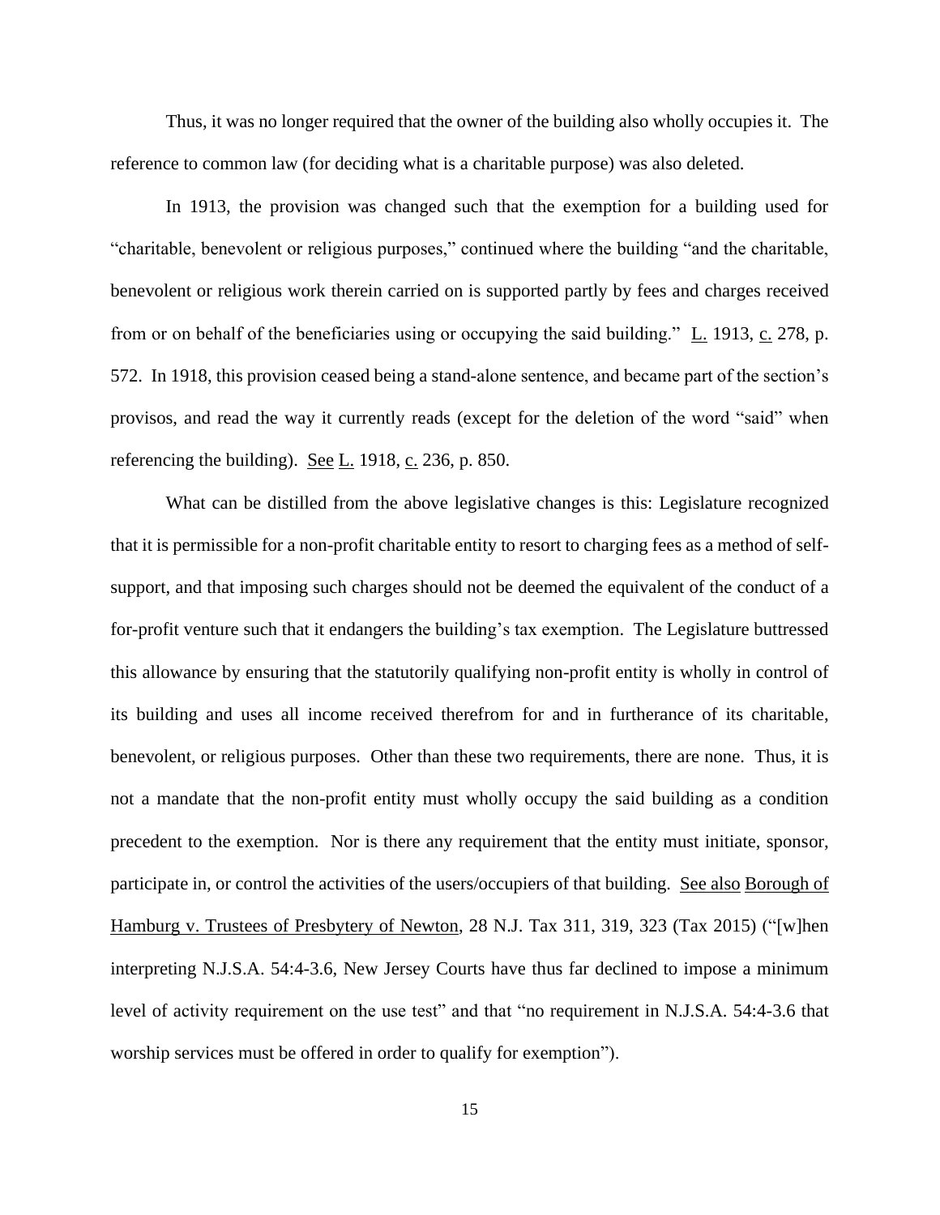Thus, it was no longer required that the owner of the building also wholly occupies it. The reference to common law (for deciding what is a charitable purpose) was also deleted.

In 1913, the provision was changed such that the exemption for a building used for "charitable, benevolent or religious purposes," continued where the building "and the charitable, benevolent or religious work therein carried on is supported partly by fees and charges received from or on behalf of the beneficiaries using or occupying the said building." L. 1913, c. 278, p. 572. In 1918, this provision ceased being a stand-alone sentence, and became part of the section's provisos, and read the way it currently reads (except for the deletion of the word "said" when referencing the building). See L. 1918, c. 236, p. 850.

What can be distilled from the above legislative changes is this: Legislature recognized that it is permissible for a non-profit charitable entity to resort to charging fees as a method of self-support, and that imposing such charges should not be deemed the equivalent of the conduct of a for-profit venture such that it endangers the building's tax exemption. The Legislature buttressed this allowance by ensuring that the statutorily qualifying non-profit entity is wholly in control of its building and uses all income received therefrom for and in furtherance of its charitable, benevolent, or religious purposes. Other than these two requirements, there are none. Thus, it is not a mandate that the non-profit entity must wholly occupy the said building as a condition precedent to the exemption. Nor is there any requirement that the entity must initiate, sponsor, participate in, or control the activities of the users/occupiers of that building. See also Borough of Hamburg v. Trustees of Presbytery of Newton, 28 N.J. Tax 311, 319, 323 (Tax 2015) ("[w]hen interpreting N.J.S.A. 54:4-3.6, New Jersey Courts have thus far declined to impose a minimum level of activity requirement on the use test" and that "no requirement in N.J.S.A. 54:4-3.6 that worship services must be offered in order to qualify for exemption").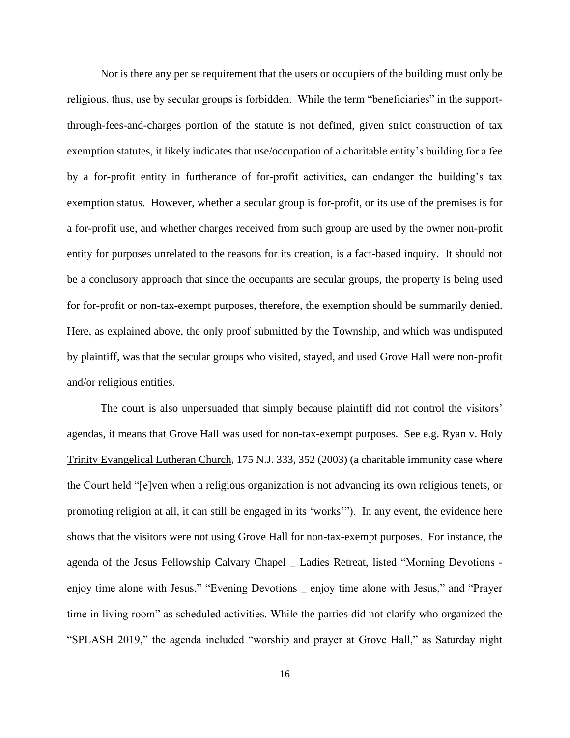Nor is there any per se requirement that the users or occupiers of the building must only be religious, thus, use by secular groups is forbidden. While the term "beneficiaries" in the support-through-fees-and-charges portion of the statute is not defined, given strict construction of tax exemption statutes, it likely indicates that use/occupation of a charitable entity's building for a fee by a for-profit entity in furtherance of for-profit activities, can endanger the building's tax exemption status. However, whether a secular group is for-profit, or its use of the premises is for a for-profit use, and whether charges received from such group are used by the owner non-profit entity for purposes unrelated to the reasons for its creation, is a fact-based inquiry. It should not be a conclusory approach that since the occupants are secular groups, the property is being used for for-profit or non-tax-exempt purposes, therefore, the exemption should be summarily denied. Here, as explained above, the only proof submitted by the Township, and which was undisputed by plaintiff, was that the secular groups who visited, stayed, and used Grove Hall were non-profit and/or religious entities.

The court is also unpersuaded that simply because plaintiff did not control the visitors' agendas, it means that Grove Hall was used for non-tax-exempt purposes. See e.g. Ryan v. Holy Trinity Evangelical Lutheran Church, 175 N.J. 333, 352 (2003) (a charitable immunity case where the Court held "[e]ven when a religious organization is not advancing its own religious tenets, or promoting religion at all, it can still be engaged in its 'works'"). In any event, the evidence here shows that the visitors were not using Grove Hall for non-tax-exempt purposes. For instance, the agenda of the Jesus Fellowship Calvary Chapel _ Ladies Retreat, listed "Morning Devotions - enjoy time alone with Jesus," "Evening Devotions _ enjoy time alone with Jesus," and "Prayer time in living room" as scheduled activities. While the parties did not clarify who organized the "SPLASH 2019," the agenda included "worship and prayer at Grove Hall," as Saturday night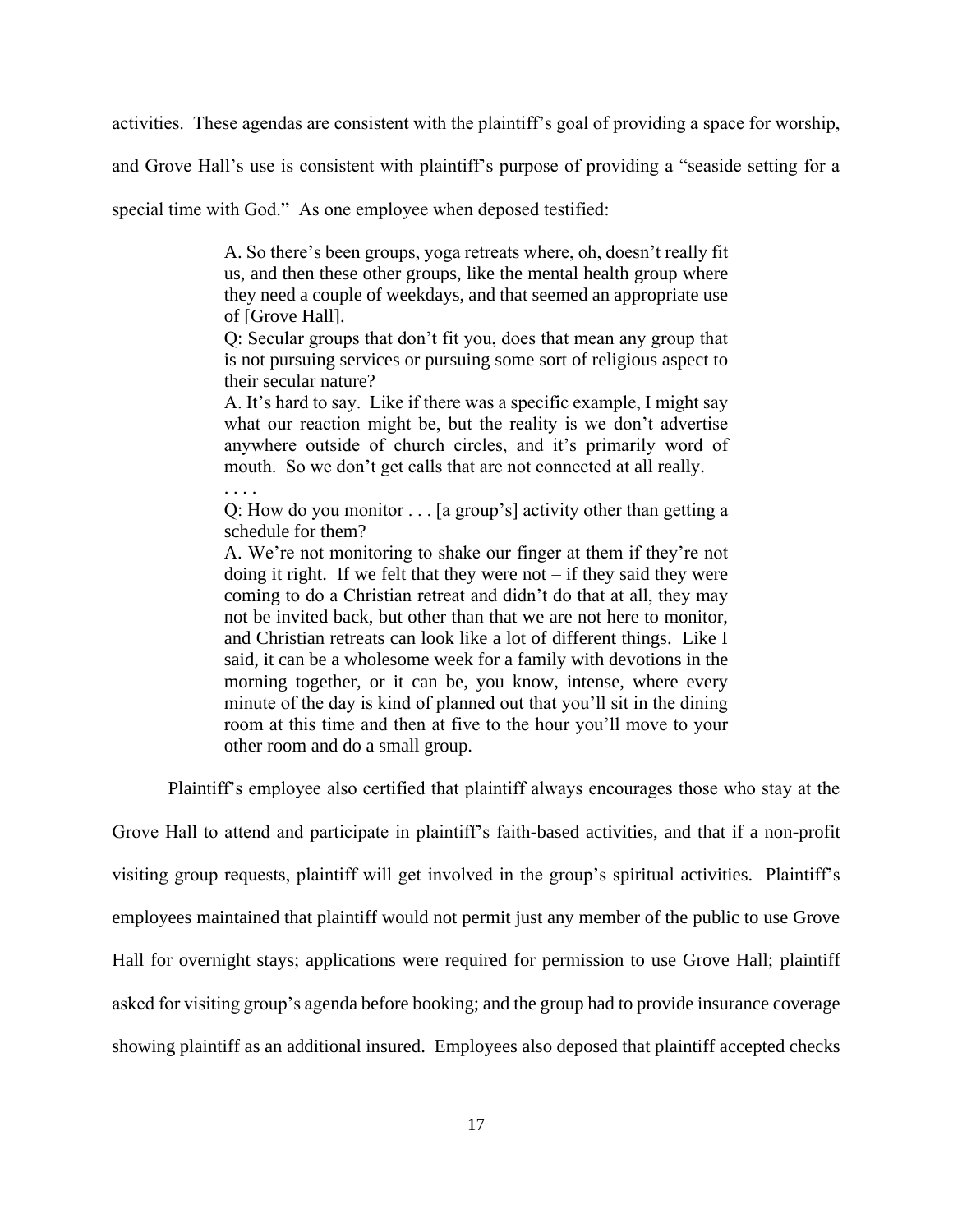activities. These agendas are consistent with the plaintiff's goal of providing a space for worship, and Grove Hall's use is consistent with plaintiff's purpose of providing a "seaside setting for a special time with God." As one employee when deposed testified:

> A. So there's been groups, yoga retreats where, oh, doesn't really fit us, and then these other groups, like the mental health group where they need a couple of weekdays, and that seemed an appropriate use of [Grove Hall].
>
> Q: Secular groups that don't fit you, does that mean any group that is not pursuing services or pursuing some sort of religious aspect to their secular nature?
>
> A. It's hard to say. Like if there was a specific example, I might say what our reaction might be, but the reality is we don't advertise anywhere outside of church circles, and it's primarily word of mouth. So we don't get calls that are not connected at all really.
>
> . . . .
>
> Q: How do you monitor . . . [a group's] activity other than getting a schedule for them?
>
> A. We're not monitoring to shake our finger at them if they're not doing it right. If we felt that they were not – if they said they were coming to do a Christian retreat and didn't do that at all, they may not be invited back, but other than that we are not here to monitor, and Christian retreats can look like a lot of different things. Like I said, it can be a wholesome week for a family with devotions in the morning together, or it can be, you know, intense, where every minute of the day is kind of planned out that you'll sit in the dining room at this time and then at five to the hour you'll move to your other room and do a small group.

Plaintiff's employee also certified that plaintiff always encourages those who stay at the Grove Hall to attend and participate in plaintiff's faith-based activities, and that if a non-profit visiting group requests, plaintiff will get involved in the group's spiritual activities. Plaintiff's employees maintained that plaintiff would not permit just any member of the public to use Grove Hall for overnight stays; applications were required for permission to use Grove Hall; plaintiff asked for visiting group's agenda before booking; and the group had to provide insurance coverage showing plaintiff as an additional insured. Employees also deposed that plaintiff accepted checks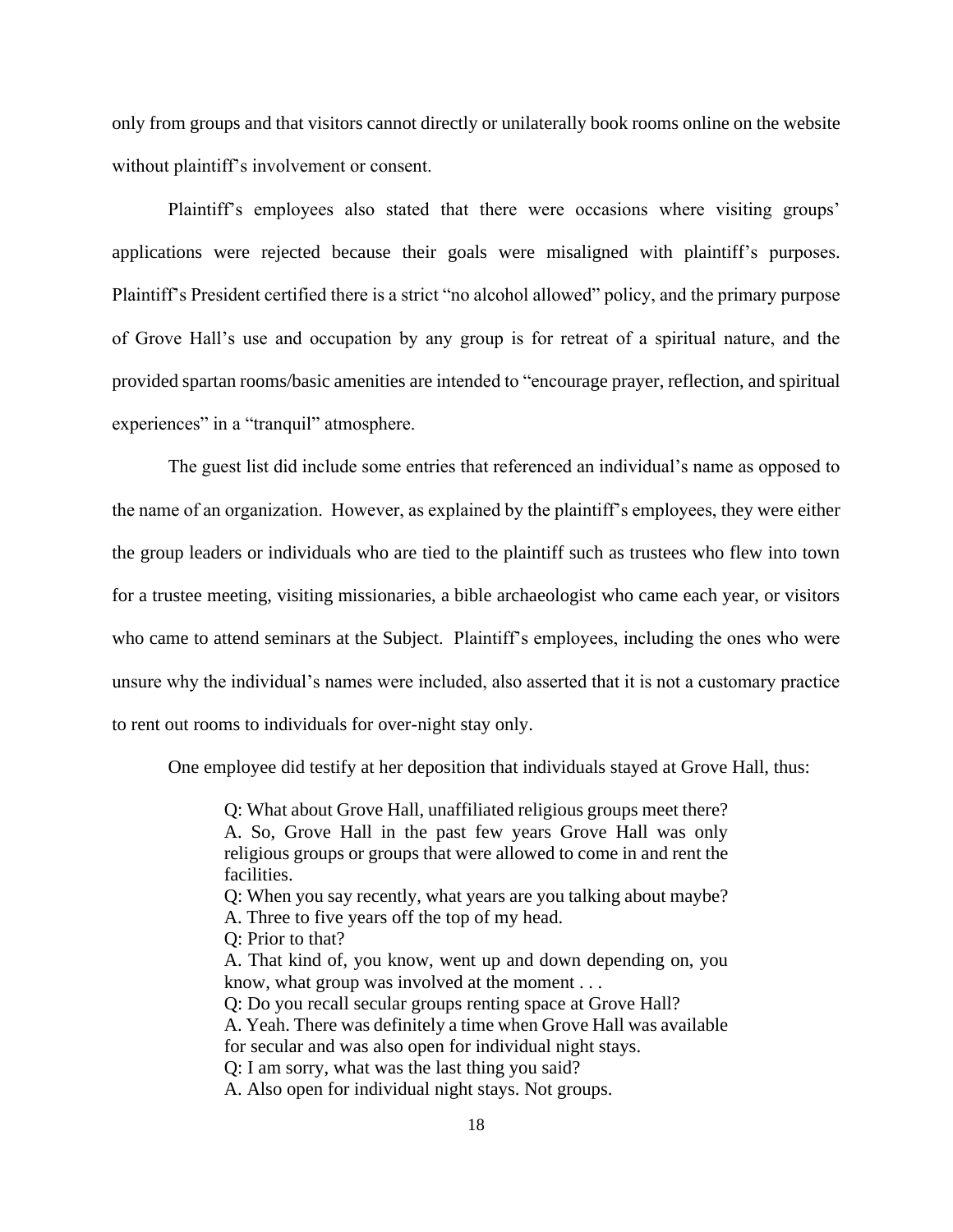only from groups and that visitors cannot directly or unilaterally book rooms online on the website without plaintiff's involvement or consent.

Plaintiff's employees also stated that there were occasions where visiting groups' applications were rejected because their goals were misaligned with plaintiff's purposes. Plaintiff's President certified there is a strict "no alcohol allowed" policy, and the primary purpose of Grove Hall's use and occupation by any group is for retreat of a spiritual nature, and the provided spartan rooms/basic amenities are intended to "encourage prayer, reflection, and spiritual experiences" in a "tranquil" atmosphere.

The guest list did include some entries that referenced an individual's name as opposed to the name of an organization. However, as explained by the plaintiff's employees, they were either the group leaders or individuals who are tied to the plaintiff such as trustees who flew into town for a trustee meeting, visiting missionaries, a bible archaeologist who came each year, or visitors who came to attend seminars at the Subject. Plaintiff's employees, including the ones who were unsure why the individual's names were included, also asserted that it is not a customary practice to rent out rooms to individuals for over-night stay only.

One employee did testify at her deposition that individuals stayed at Grove Hall, thus:

> Q: What about Grove Hall, unaffiliated religious groups meet there?
> A. So, Grove Hall in the past few years Grove Hall was only religious groups or groups that were allowed to come in and rent the facilities.
> Q: When you say recently, what years are you talking about maybe?
> A. Three to five years off the top of my head.
> Q: Prior to that?
> A. That kind of, you know, went up and down depending on, you know, what group was involved at the moment . . .
> Q: Do you recall secular groups renting space at Grove Hall?
> A. Yeah. There was definitely a time when Grove Hall was available for secular and was also open for individual night stays.
> Q: I am sorry, what was the last thing you said?
> A. Also open for individual night stays. Not groups.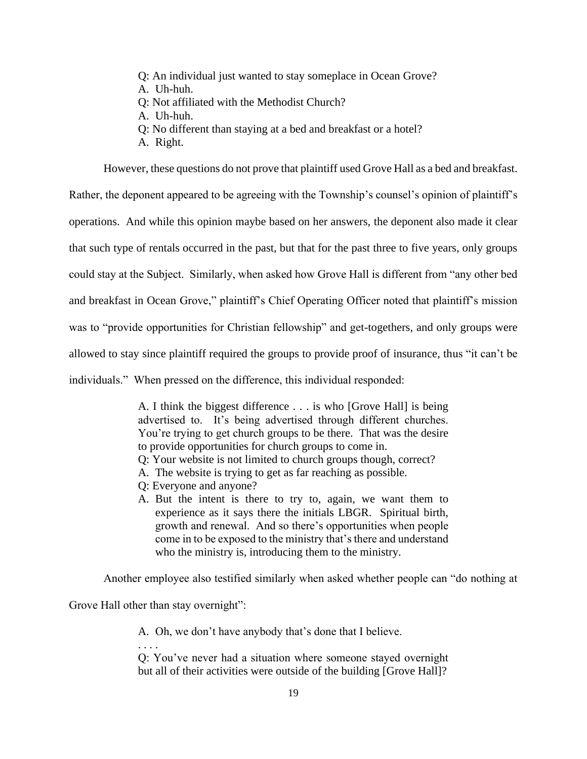> Q: An individual just wanted to stay someplace in Ocean Grove?
> A. Uh-huh.
> Q: Not affiliated with the Methodist Church?
> A. Uh-huh.
> Q: No different than staying at a bed and breakfast or a hotel?
> A. Right.

However, these questions do not prove that plaintiff used Grove Hall as a bed and breakfast. Rather, the deponent appeared to be agreeing with the Township's counsel's opinion of plaintiff's operations. And while this opinion maybe based on her answers, the deponent also made it clear that such type of rentals occurred in the past, but that for the past three to five years, only groups could stay at the Subject. Similarly, when asked how Grove Hall is different from "any other bed and breakfast in Ocean Grove," plaintiff's Chief Operating Officer noted that plaintiff's mission was to "provide opportunities for Christian fellowship" and get-togethers, and only groups were allowed to stay since plaintiff required the groups to provide proof of insurance, thus "it can't be individuals." When pressed on the difference, this individual responded:

> A. I think the biggest difference . . . is who [Grove Hall] is being advertised to. It's being advertised through different churches. You're trying to get church groups to be there. That was the desire to provide opportunities for church groups to come in.
> Q: Your website is not limited to church groups though, correct?
> A. The website is trying to get as far reaching as possible.
> Q: Everyone and anyone?
> A. But the intent is there to try to, again, we want them to experience as it says there the initials LBGR. Spiritual birth, growth and renewal. And so there's opportunities when people come in to be exposed to the ministry that's there and understand who the ministry is, introducing them to the ministry.

Another employee also testified similarly when asked whether people can "do nothing at Grove Hall other than stay overnight":

> A. Oh, we don't have anybody that's done that I believe.
> . . . .
> Q: You've never had a situation where someone stayed overnight but all of their activities were outside of the building [Grove Hall]?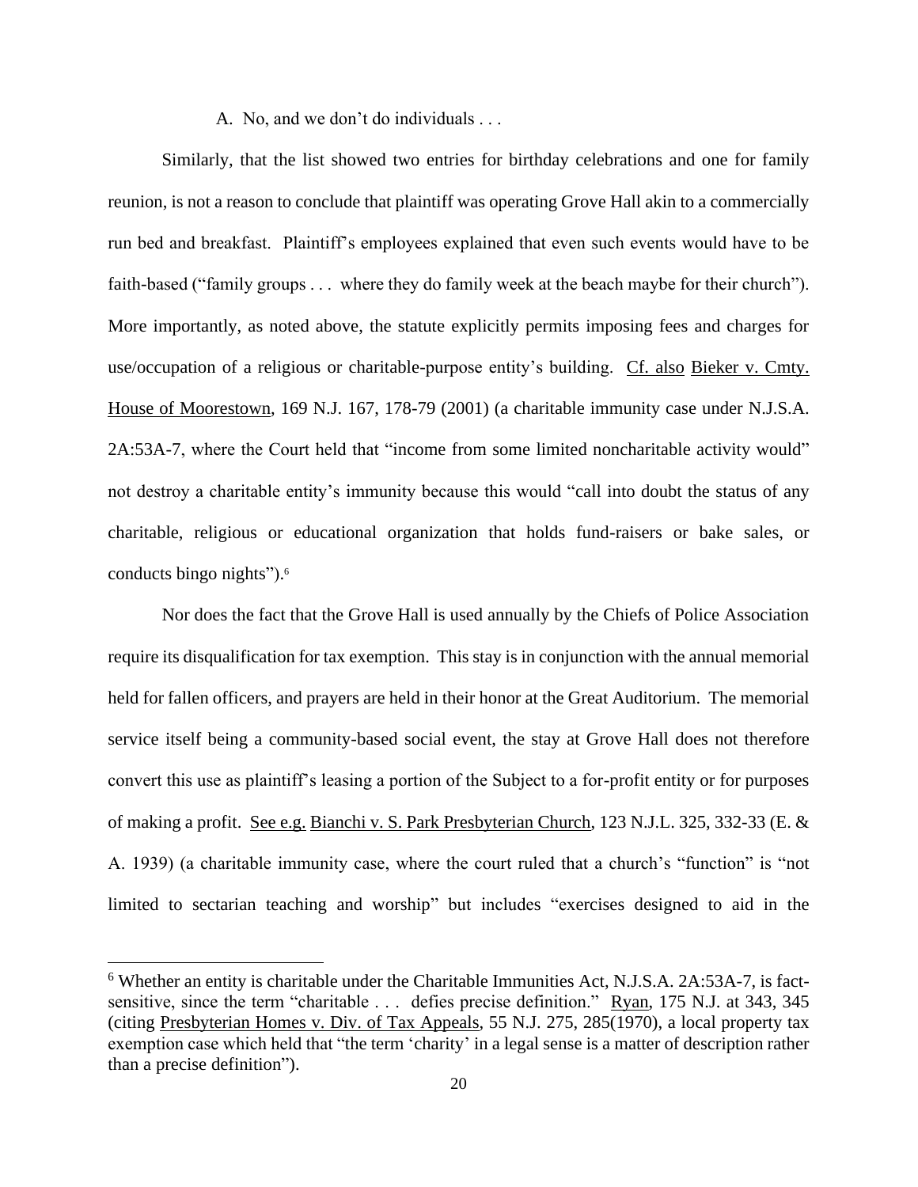A. No, and we don't do individuals . . .

Similarly, that the list showed two entries for birthday celebrations and one for family reunion, is not a reason to conclude that plaintiff was operating Grove Hall akin to a commercially run bed and breakfast. Plaintiff's employees explained that even such events would have to be faith-based ("family groups . . . where they do family week at the beach maybe for their church"). More importantly, as noted above, the statute explicitly permits imposing fees and charges for use/occupation of a religious or charitable-purpose entity's building. Cf. also Bieker v. Cmty. House of Moorestown, 169 N.J. 167, 178-79 (2001) (a charitable immunity case under N.J.S.A. 2A:53A-7, where the Court held that "income from some limited noncharitable activity would" not destroy a charitable entity's immunity because this would "call into doubt the status of any charitable, religious or educational organization that holds fund-raisers or bake sales, or conducts bingo nights").[6]

Nor does the fact that the Grove Hall is used annually by the Chiefs of Police Association require its disqualification for tax exemption. This stay is in conjunction with the annual memorial held for fallen officers, and prayers are held in their honor at the Great Auditorium. The memorial service itself being a community-based social event, the stay at Grove Hall does not therefore convert this use as plaintiff's leasing a portion of the Subject to a for-profit entity or for purposes of making a profit. See e.g. Bianchi v. S. Park Presbyterian Church, 123 N.J.L. 325, 332-33 (E. & A. 1939) (a charitable immunity case, where the court ruled that a church's "function" is "not limited to sectarian teaching and worship" but includes "exercises designed to aid in the

[6] Whether an entity is charitable under the Charitable Immunities Act, N.J.S.A. 2A:53A-7, is fact-sensitive, since the term "charitable . . . defies precise definition." Ryan, 175 N.J. at 343, 345 (citing Presbyterian Homes v. Div. of Tax Appeals, 55 N.J. 275, 285(1970), a local property tax exemption case which held that "the term 'charity' in a legal sense is a matter of description rather than a precise definition").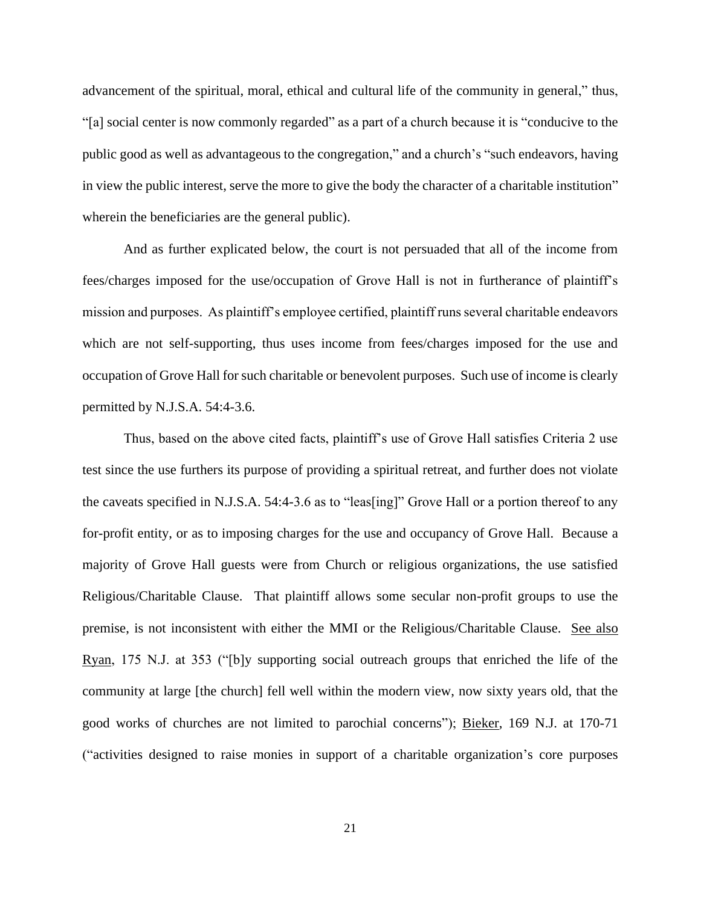advancement of the spiritual, moral, ethical and cultural life of the community in general," thus, "[a] social center is now commonly regarded" as a part of a church because it is "conducive to the public good as well as advantageous to the congregation," and a church's "such endeavors, having in view the public interest, serve the more to give the body the character of a charitable institution" wherein the beneficiaries are the general public).

And as further explicated below, the court is not persuaded that all of the income from fees/charges imposed for the use/occupation of Grove Hall is not in furtherance of plaintiff's mission and purposes. As plaintiff's employee certified, plaintiff runs several charitable endeavors which are not self-supporting, thus uses income from fees/charges imposed for the use and occupation of Grove Hall for such charitable or benevolent purposes. Such use of income is clearly permitted by N.J.S.A. 54:4-3.6.

Thus, based on the above cited facts, plaintiff's use of Grove Hall satisfies Criteria 2 use test since the use furthers its purpose of providing a spiritual retreat, and further does not violate the caveats specified in N.J.S.A. 54:4-3.6 as to "leas[ing]" Grove Hall or a portion thereof to any for-profit entity, or as to imposing charges for the use and occupancy of Grove Hall. Because a majority of Grove Hall guests were from Church or religious organizations, the use satisfied Religious/Charitable Clause. That plaintiff allows some secular non-profit groups to use the premise, is not inconsistent with either the MMI or the Religious/Charitable Clause. See also Ryan, 175 N.J. at 353 ("[b]y supporting social outreach groups that enriched the life of the community at large [the church] fell well within the modern view, now sixty years old, that the good works of churches are not limited to parochial concerns"); Bieker, 169 N.J. at 170-71 ("activities designed to raise monies in support of a charitable organization's core purposes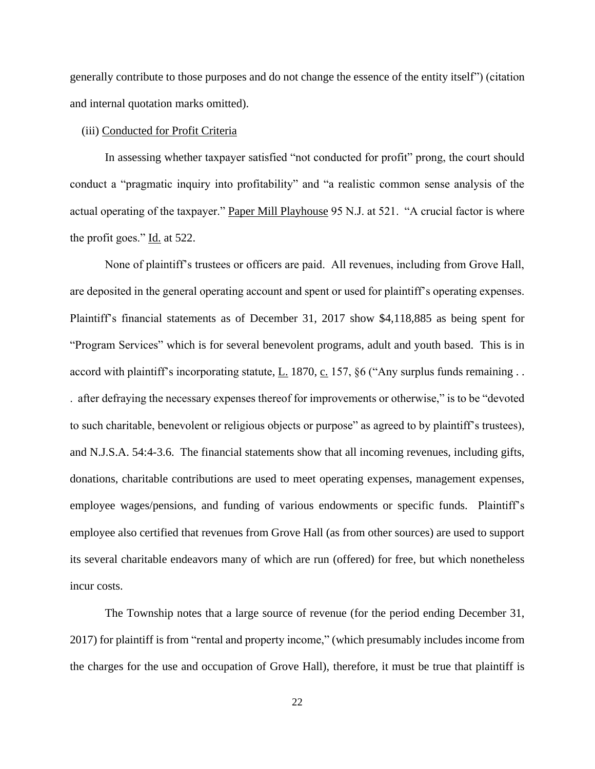generally contribute to those purposes and do not change the essence of the entity itself") (citation and internal quotation marks omitted).

(iii) Conducted for Profit Criteria

In assessing whether taxpayer satisfied "not conducted for profit" prong, the court should conduct a "pragmatic inquiry into profitability" and "a realistic common sense analysis of the actual operating of the taxpayer." Paper Mill Playhouse 95 N.J. at 521. "A crucial factor is where the profit goes." Id. at 522.

None of plaintiff's trustees or officers are paid. All revenues, including from Grove Hall, are deposited in the general operating account and spent or used for plaintiff's operating expenses. Plaintiff's financial statements as of December 31, 2017 show $4,118,885 as being spent for "Program Services" which is for several benevolent programs, adult and youth based. This is in accord with plaintiff's incorporating statute, L. 1870, c. 157, §6 ("Any surplus funds remaining . . . after defraying the necessary expenses thereof for improvements or otherwise," is to be "devoted to such charitable, benevolent or religious objects or purpose" as agreed to by plaintiff's trustees), and N.J.S.A. 54:4-3.6. The financial statements show that all incoming revenues, including gifts, donations, charitable contributions are used to meet operating expenses, management expenses, employee wages/pensions, and funding of various endowments or specific funds. Plaintiff's employee also certified that revenues from Grove Hall (as from other sources) are used to support its several charitable endeavors many of which are run (offered) for free, but which nonetheless incur costs.

The Township notes that a large source of revenue (for the period ending December 31, 2017) for plaintiff is from "rental and property income," (which presumably includes income from the charges for the use and occupation of Grove Hall), therefore, it must be true that plaintiff is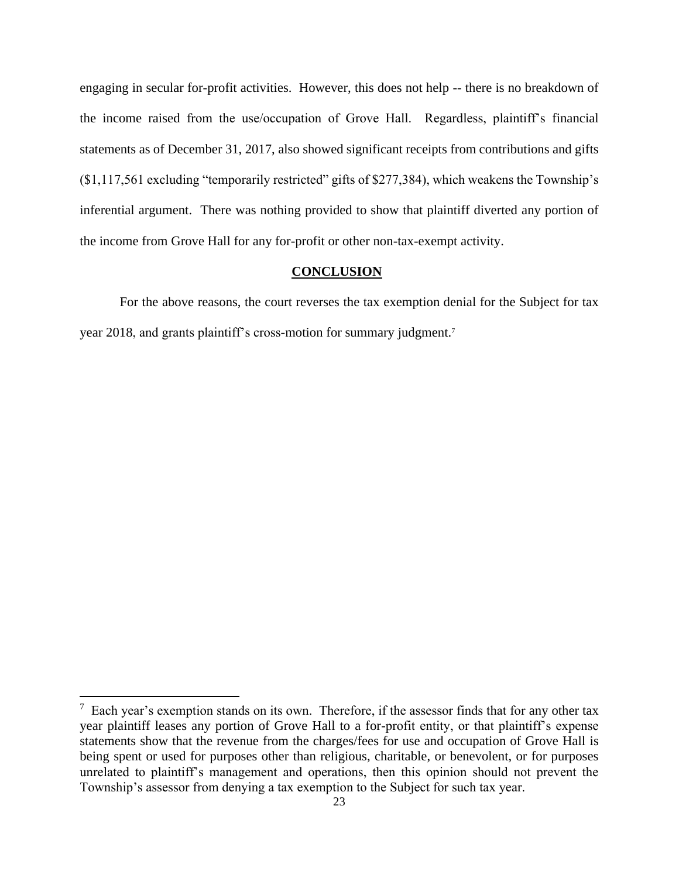engaging in secular for-profit activities. However, this does not help -- there is no breakdown of the income raised from the use/occupation of Grove Hall. Regardless, plaintiff's financial statements as of December 31, 2017, also showed significant receipts from contributions and gifts ($1,117,561 excluding "temporarily restricted" gifts of $277,384), which weakens the Township's inferential argument. There was nothing provided to show that plaintiff diverted any portion of the income from Grove Hall for any for-profit or other non-tax-exempt activity.

**CONCLUSION**

For the above reasons, the court reverses the tax exemption denial for the Subject for tax year 2018, and grants plaintiff's cross-motion for summary judgment.[7]

---

[7] Each year's exemption stands on its own. Therefore, if the assessor finds that for any other tax year plaintiff leases any portion of Grove Hall to a for-profit entity, or that plaintiff's expense statements show that the revenue from the charges/fees for use and occupation of Grove Hall is being spent or used for purposes other than religious, charitable, or benevolent, or for purposes unrelated to plaintiff's management and operations, then this opinion should not prevent the Township's assessor from denying a tax exemption to the Subject for such tax year.